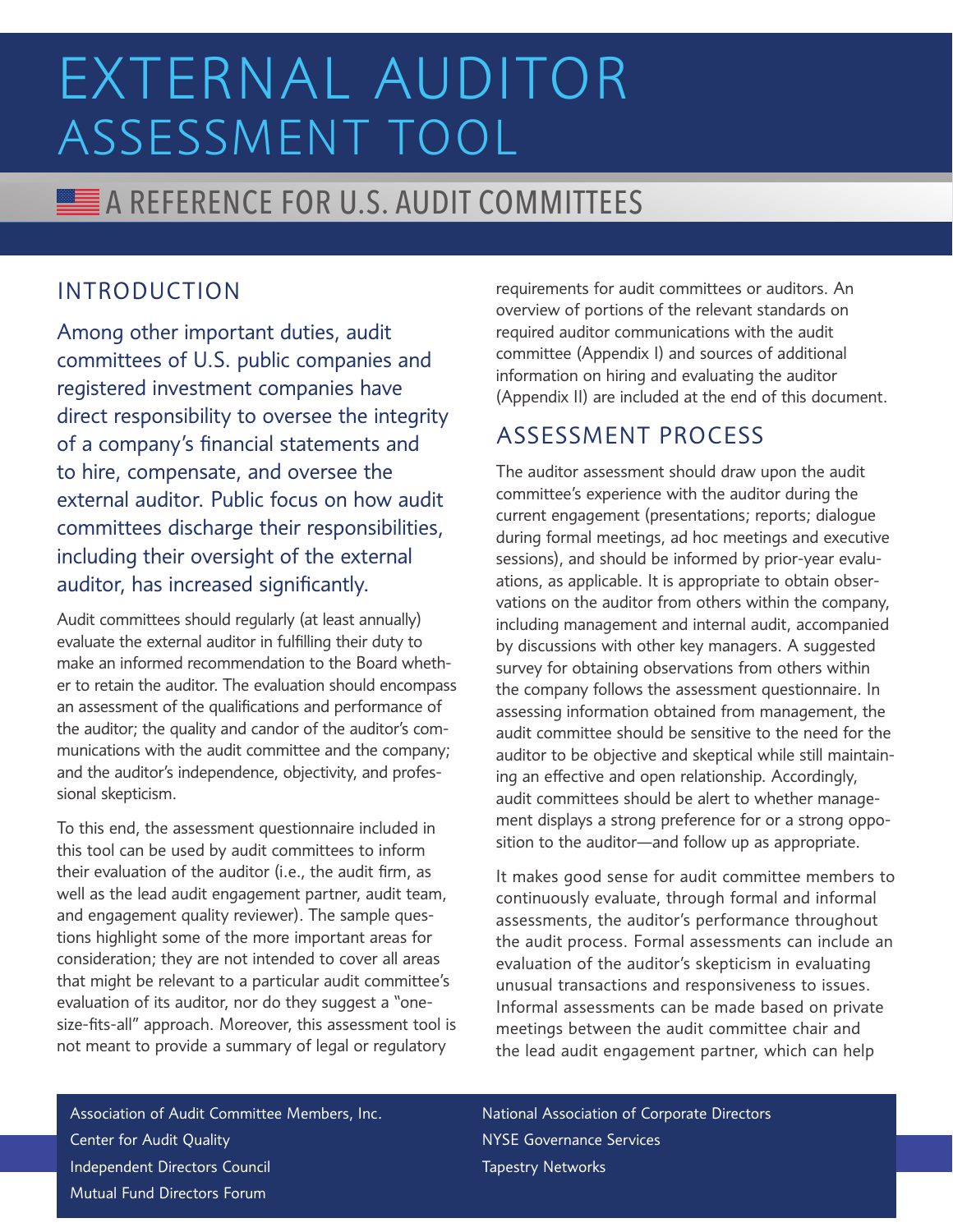# EXTERNAL AUDITOR ASSESSMENT TOOL

## A REFERENCE FOR U.S. AUDIT COMMITTEES

## INTRODUCTION

Among other important duties, audit committees of U.S. public companies and registered investment companies have direct responsibility to oversee the integrity of a company's financial statements and to hire, compensate, and oversee the external auditor. Public focus on how audit committees discharge their responsibilities, including their oversight of the external auditor, has increased significantly.

Audit committees should regularly (at least annually) evaluate the external auditor in fulfilling their duty to make an informed recommendation to the Board whether to retain the auditor. The evaluation should encompass an assessment of the qualifications and performance of the auditor; the quality and candor of the auditor's communications with the audit committee and the company; and the auditor's independence, objectivity, and professional skepticism.

To this end, the assessment questionnaire included in this tool can be used by audit committees to inform their evaluation of the auditor (i.e., the audit firm, as well as the lead audit engagement partner, audit team, and engagement quality reviewer). The sample questions highlight some of the more important areas for consideration; they are not intended to cover all areas that might be relevant to a particular audit committee's evaluation of its auditor, nor do they suggest a "one-size-fits-all" approach. Moreover, this assessment tool is not meant to provide a summary of legal or regulatory requirements for audit committees or auditors. An overview of portions of the relevant standards on required auditor communications with the audit committee (Appendix I) and sources of additional information on hiring and evaluating the auditor (Appendix II) are included at the end of this document.

## ASSESSMENT PROCESS

The auditor assessment should draw upon the audit committee's experience with the auditor during the current engagement (presentations; reports; dialogue during formal meetings, ad hoc meetings and executive sessions), and should be informed by prior-year evaluations, as applicable. It is appropriate to obtain observations on the auditor from others within the company, including management and internal audit, accompanied by discussions with other key managers. A suggested survey for obtaining observations from others within the company follows the assessment questionnaire. In assessing information obtained from management, the audit committee should be sensitive to the need for the auditor to be objective and skeptical while still maintaining an effective and open relationship. Accordingly, audit committees should be alert to whether management displays a strong preference for or a strong opposition to the auditor—and follow up as appropriate.

It makes good sense for audit committee members to continuously evaluate, through formal and informal assessments, the auditor's performance throughout the audit process. Formal assessments can include an evaluation of the auditor's skepticism in evaluating unusual transactions and responsiveness to issues. Informal assessments can be made based on private meetings between the audit committee chair and the lead audit engagement partner, which can help

Association of Audit Committee Members, Inc.
Center for Audit Quality
Independent Directors Council
Mutual Fund Directors Forum
National Association of Corporate Directors
NYSE Governance Services
Tapestry Networks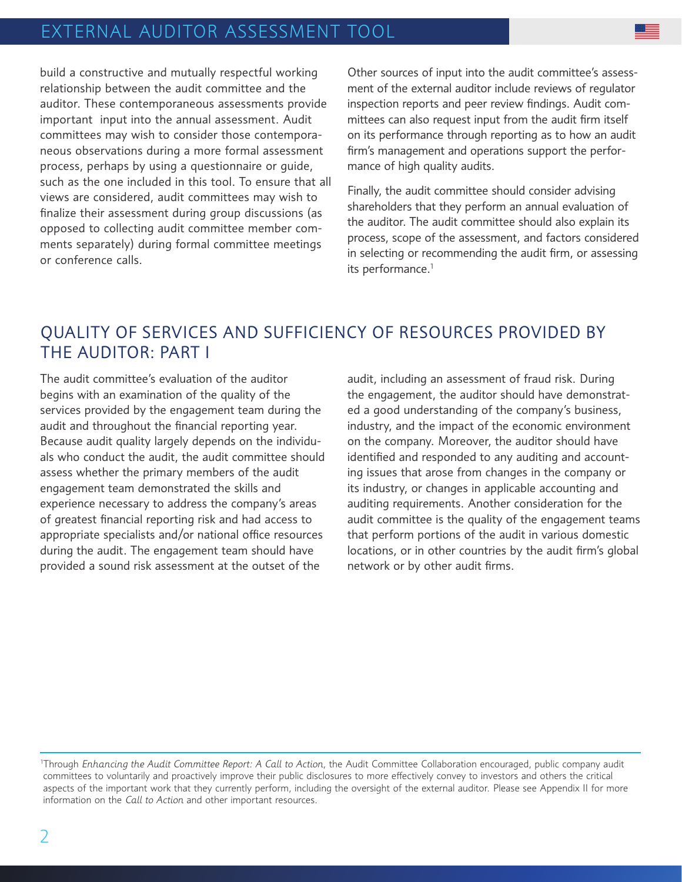build a constructive and mutually respectful working relationship between the audit committee and the auditor. These contemporaneous assessments provide important input into the annual assessment. Audit committees may wish to consider those contemporaneous observations during a more formal assessment process, perhaps by using a questionnaire or guide, such as the one included in this tool. To ensure that all views are considered, audit committees may wish to finalize their assessment during group discussions (as opposed to collecting audit committee member comments separately) during formal committee meetings or conference calls.

Other sources of input into the audit committee's assessment of the external auditor include reviews of regulator inspection reports and peer review findings. Audit committees can also request input from the audit firm itself on its performance through reporting as to how an audit firm's management and operations support the performance of high quality audits.

Finally, the audit committee should consider advising shareholders that they perform an annual evaluation of the auditor. The audit committee should also explain its process, scope of the assessment, and factors considered in selecting or recommending the audit firm, or assessing its performance.[1]

## QUALITY OF SERVICES AND SUFFICIENCY OF RESOURCES PROVIDED BY THE AUDITOR: PART I

The audit committee's evaluation of the auditor begins with an examination of the quality of the services provided by the engagement team during the audit and throughout the financial reporting year. Because audit quality largely depends on the individuals who conduct the audit, the audit committee should assess whether the primary members of the audit engagement team demonstrated the skills and experience necessary to address the company's areas of greatest financial reporting risk and had access to appropriate specialists and/or national office resources during the audit. The engagement team should have provided a sound risk assessment at the outset of the audit, including an assessment of fraud risk. During the engagement, the auditor should have demonstrated a good understanding of the company's business, industry, and the impact of the economic environment on the company. Moreover, the auditor should have identified and responded to any auditing and accounting issues that arose from changes in the company or its industry, or changes in applicable accounting and auditing requirements. Another consideration for the audit committee is the quality of the engagement teams that perform portions of the audit in various domestic locations, or in other countries by the audit firm's global network or by other audit firms.

---

[1]Through *Enhancing the Audit Committee Report: A Call to Action*, the Audit Committee Collaboration encouraged, public company audit committees to voluntarily and proactively improve their public disclosures to more effectively convey to investors and others the critical aspects of the important work that they currently perform, including the oversight of the external auditor. Please see Appendix II for more information on the *Call to Action* and other important resources.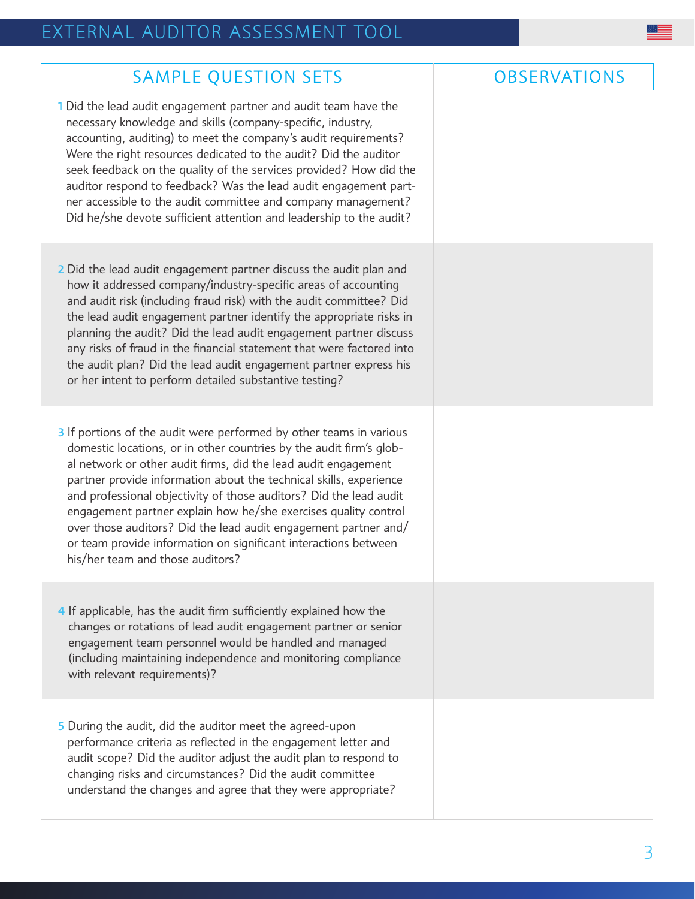# EXTERNAL AUDITOR ASSESSMENT TOOL

| SAMPLE QUESTION SETS | OBSERVATIONS |
| --- | --- |
| 1 Did the lead audit engagement partner and audit team have the necessary knowledge and skills (company-specific, industry, accounting, auditing) to meet the company's audit requirements? Were the right resources dedicated to the audit? Did the auditor seek feedback on the quality of the services provided? How did the auditor respond to feedback? Was the lead audit engagement partner accessible to the audit committee and company management? Did he/she devote sufficient attention and leadership to the audit? | |
| 2 Did the lead audit engagement partner discuss the audit plan and how it addressed company/industry-specific areas of accounting and audit risk (including fraud risk) with the audit committee? Did the lead audit engagement partner identify the appropriate risks in planning the audit? Did the lead audit engagement partner discuss any risks of fraud in the financial statement that were factored into the audit plan? Did the lead audit engagement partner express his or her intent to perform detailed substantive testing? | |
| 3 If portions of the audit were performed by other teams in various domestic locations, or in other countries by the audit firm's global network or other audit firms, did the lead audit engagement partner provide information about the technical skills, experience and professional objectivity of those auditors? Did the lead audit engagement partner explain how he/she exercises quality control over those auditors? Did the lead audit engagement partner and/or team provide information on significant interactions between his/her team and those auditors? | |
| 4 If applicable, has the audit firm sufficiently explained how the changes or rotations of lead audit engagement partner or senior engagement team personnel would be handled and managed (including maintaining independence and monitoring compliance with relevant requirements)? | |
| 5 During the audit, did the auditor meet the agreed-upon performance criteria as reflected in the engagement letter and audit scope? Did the auditor adjust the audit plan to respond to changing risks and circumstances? Did the audit committee understand the changes and agree that they were appropriate? | |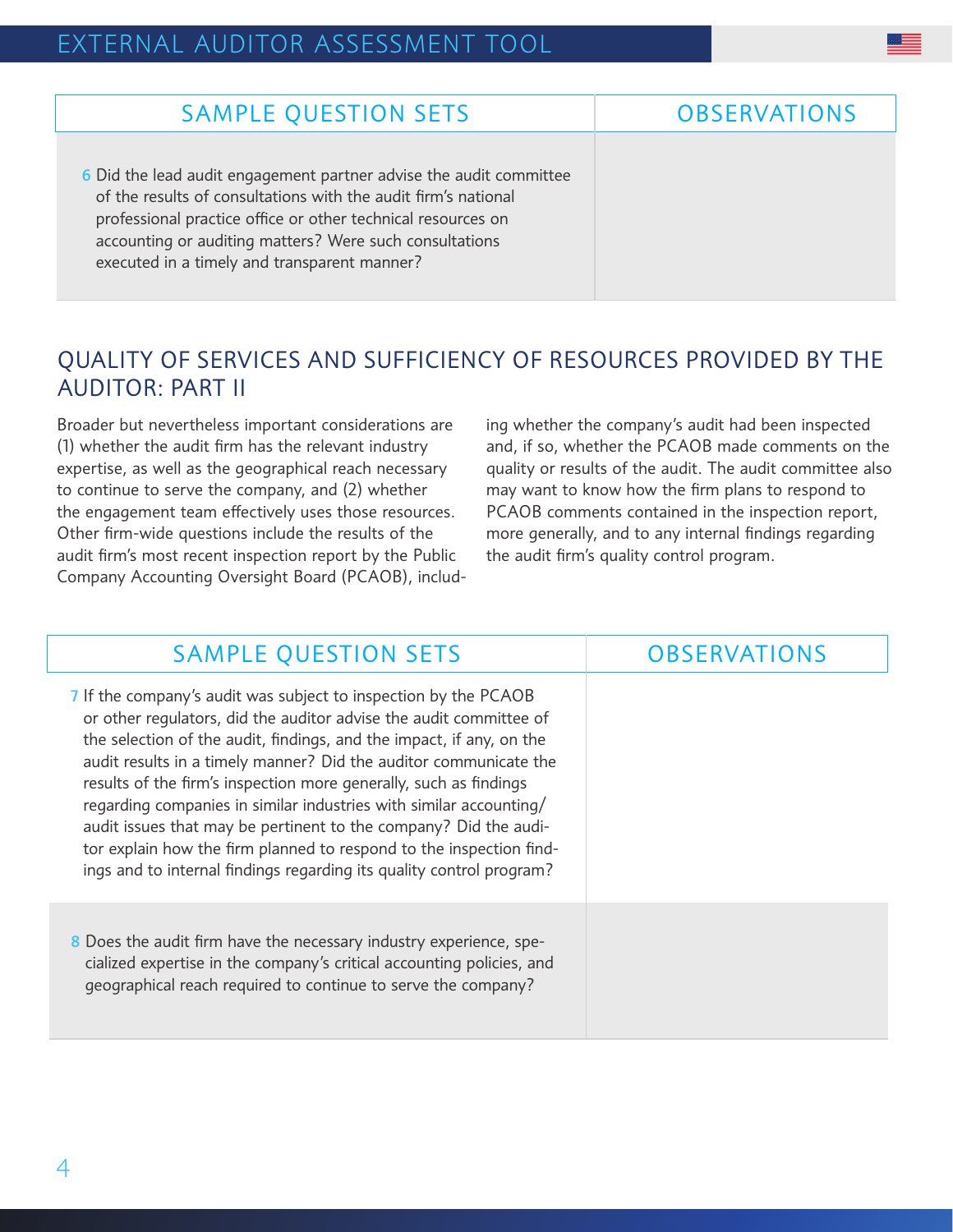| SAMPLE QUESTION SETS | OBSERVATIONS |
| --- | --- |
| 6 Did the lead audit engagement partner advise the audit committee of the results of consultations with the audit firm's national professional practice office or other technical resources on accounting or auditing matters? Were such consultations executed in a timely and transparent manner? | |

## QUALITY OF SERVICES AND SUFFICIENCY OF RESOURCES PROVIDED BY THE AUDITOR: PART II

Broader but nevertheless important considerations are (1) whether the audit firm has the relevant industry expertise, as well as the geographical reach necessary to continue to serve the company, and (2) whether the engagement team effectively uses those resources. Other firm-wide questions include the results of the audit firm's most recent inspection report by the Public Company Accounting Oversight Board (PCAOB), including whether the company's audit had been inspected and, if so, whether the PCAOB made comments on the quality or results of the audit. The audit committee also may want to know how the firm plans to respond to PCAOB comments contained in the inspection report, more generally, and to any internal findings regarding the audit firm's quality control program.

| SAMPLE QUESTION SETS | OBSERVATIONS |
| --- | --- |
| 7 If the company's audit was subject to inspection by the PCAOB or other regulators, did the auditor advise the audit committee of the selection of the audit, findings, and the impact, if any, on the audit results in a timely manner? Did the auditor communicate the results of the firm's inspection more generally, such as findings regarding companies in similar industries with similar accounting/audit issues that may be pertinent to the company? Did the auditor explain how the firm planned to respond to the inspection findings and to internal findings regarding its quality control program? | |
| 8 Does the audit firm have the necessary industry experience, specialized expertise in the company's critical accounting policies, and geographical reach required to continue to serve the company? | |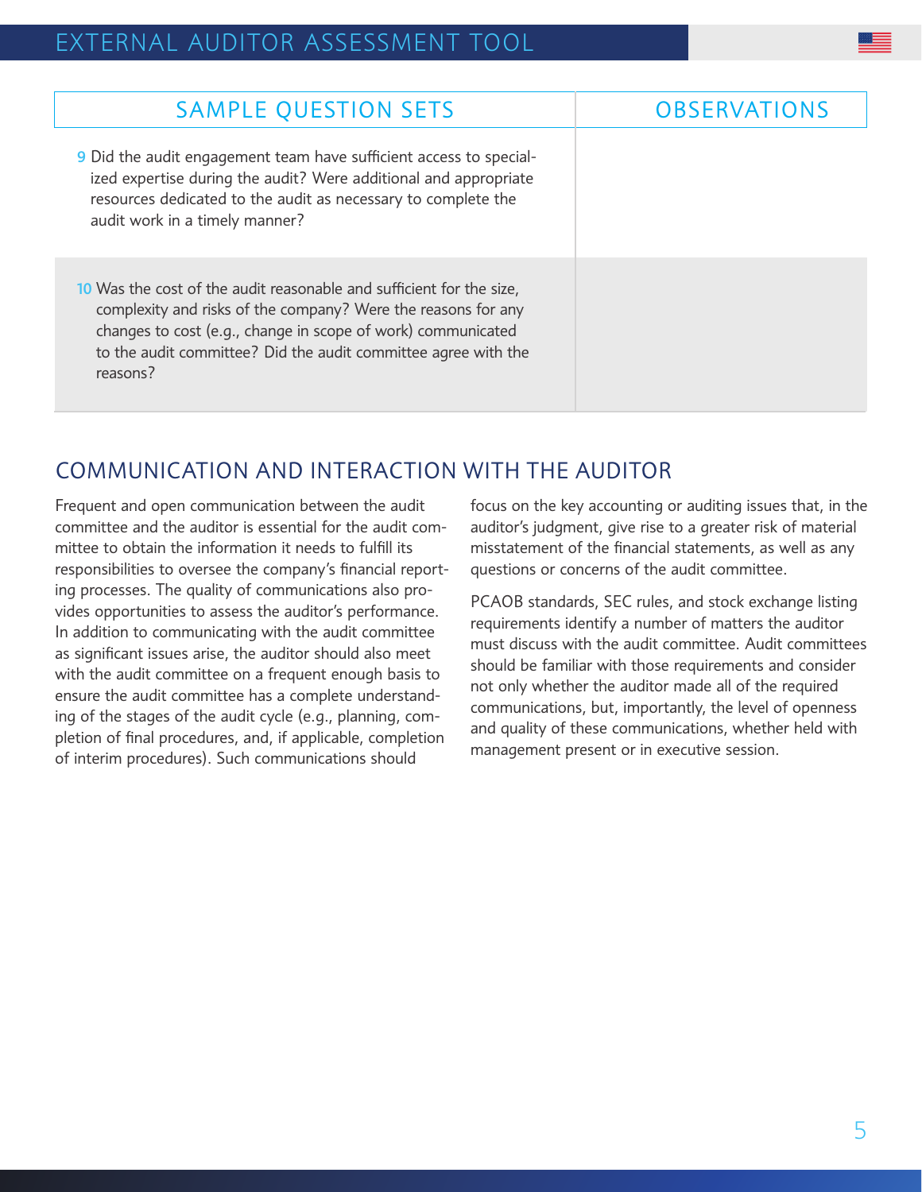| SAMPLE QUESTION SETS | OBSERVATIONS |
| --- | --- |
| 9 Did the audit engagement team have sufficient access to specialized expertise during the audit? Were additional and appropriate resources dedicated to the audit as necessary to complete the audit work in a timely manner? | |
| 10 Was the cost of the audit reasonable and sufficient for the size, complexity and risks of the company? Were the reasons for any changes to cost (e.g., change in scope of work) communicated to the audit committee? Did the audit committee agree with the reasons? | |

## COMMUNICATION AND INTERACTION WITH THE AUDITOR

Frequent and open communication between the audit committee and the auditor is essential for the audit committee to obtain the information it needs to fulfill its responsibilities to oversee the company's financial reporting processes. The quality of communications also provides opportunities to assess the auditor's performance. In addition to communicating with the audit committee as significant issues arise, the auditor should also meet with the audit committee on a frequent enough basis to ensure the audit committee has a complete understanding of the stages of the audit cycle (e.g., planning, completion of final procedures, and, if applicable, completion of interim procedures). Such communications should focus on the key accounting or auditing issues that, in the auditor's judgment, give rise to a greater risk of material misstatement of the financial statements, as well as any questions or concerns of the audit committee.

PCAOB standards, SEC rules, and stock exchange listing requirements identify a number of matters the auditor must discuss with the audit committee. Audit committees should be familiar with those requirements and consider not only whether the auditor made all of the required communications, but, importantly, the level of openness and quality of these communications, whether held with management present or in executive session.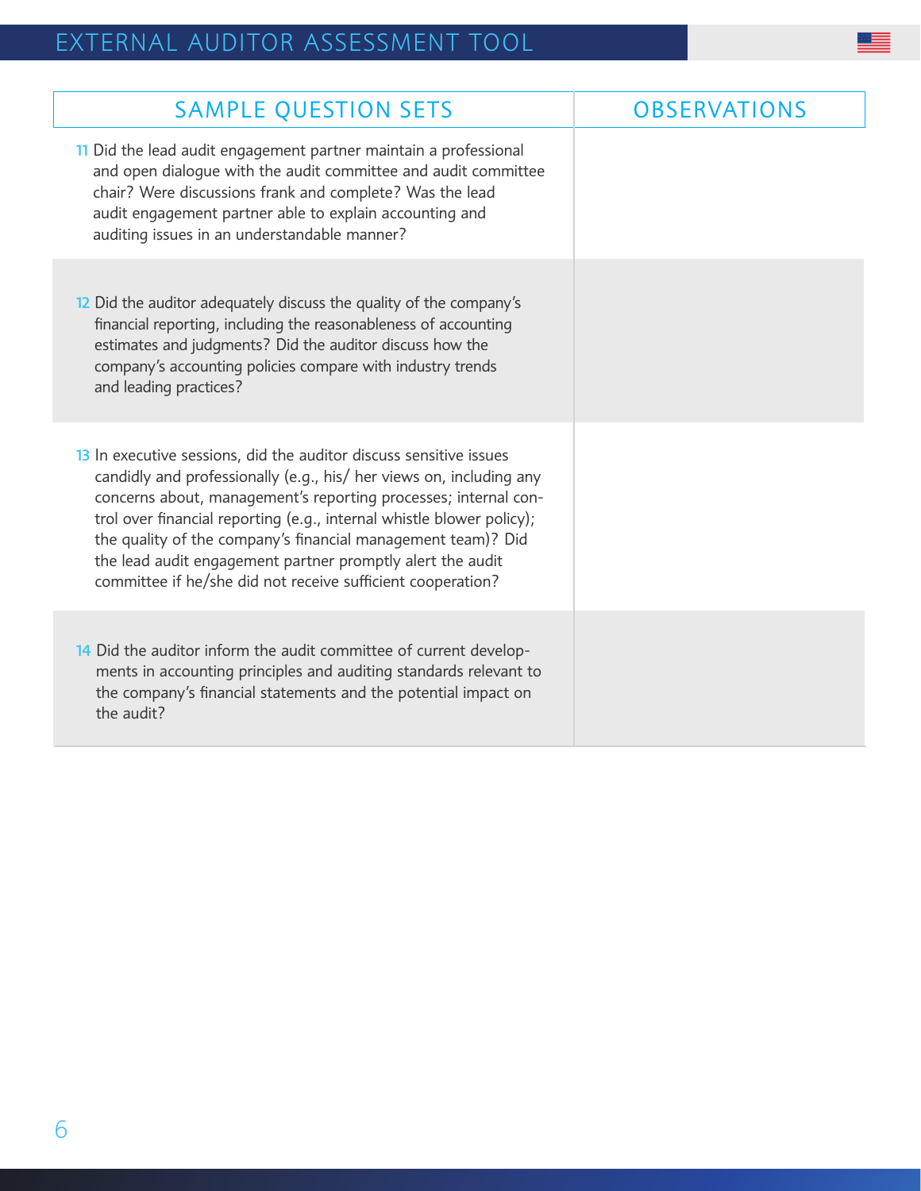| SAMPLE QUESTION SETS | OBSERVATIONS |
| --- | --- |
| 11 Did the lead audit engagement partner maintain a professional and open dialogue with the audit committee and audit committee chair? Were discussions frank and complete? Was the lead audit engagement partner able to explain accounting and auditing issues in an understandable manner? | |
| 12 Did the auditor adequately discuss the quality of the company's financial reporting, including the reasonableness of accounting estimates and judgments? Did the auditor discuss how the company's accounting policies compare with industry trends and leading practices? | |
| 13 In executive sessions, did the auditor discuss sensitive issues candidly and professionally (e.g., his/ her views on, including any concerns about, management's reporting processes; internal control over financial reporting (e.g., internal whistle blower policy); the quality of the company's financial management team)? Did the lead audit engagement partner promptly alert the audit committee if he/she did not receive sufficient cooperation? | |
| 14 Did the auditor inform the audit committee of current developments in accounting principles and auditing standards relevant to the company's financial statements and the potential impact on the audit? | |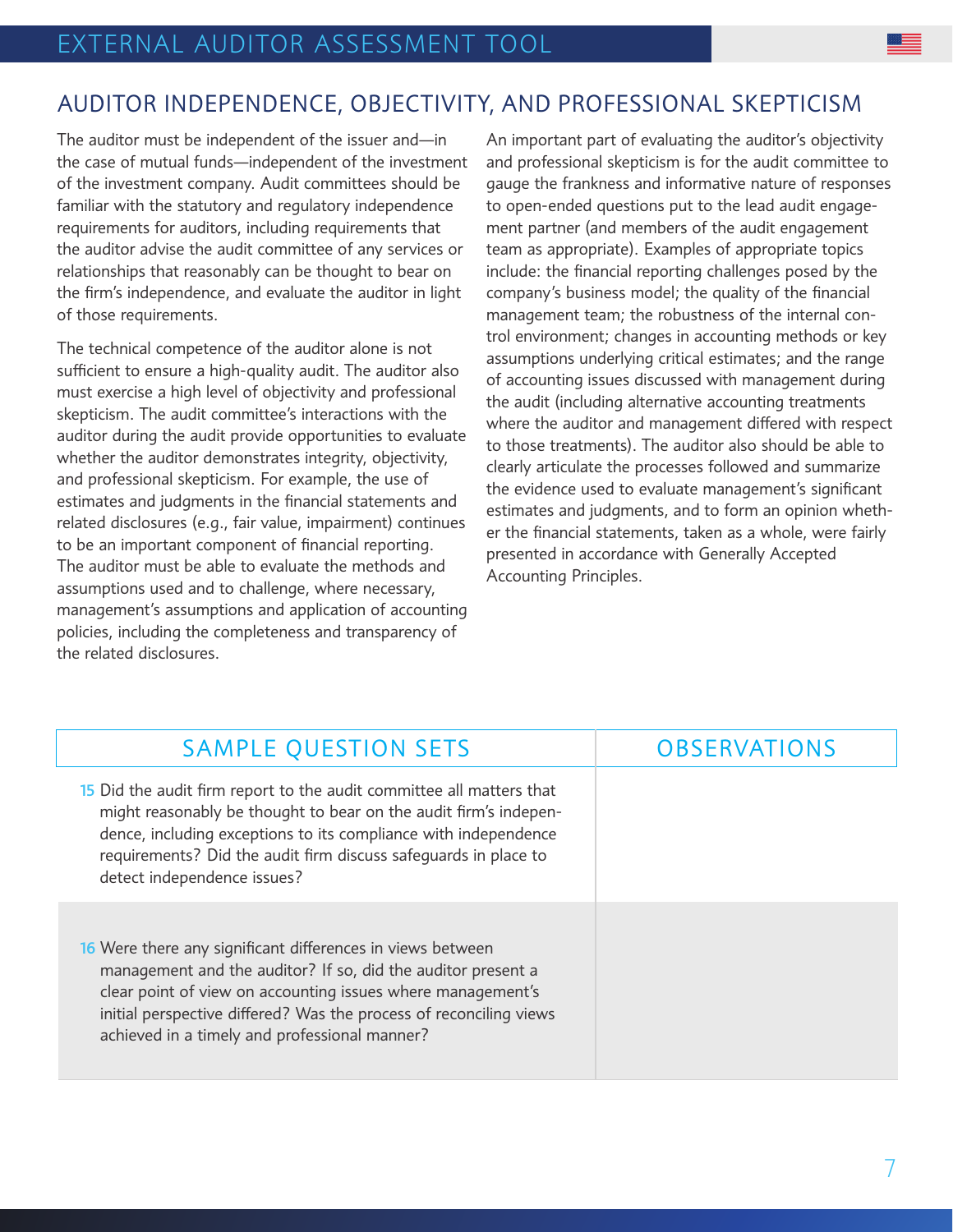## AUDITOR INDEPENDENCE, OBJECTIVITY, AND PROFESSIONAL SKEPTICISM

The auditor must be independent of the issuer and—in the case of mutual funds—independent of the investment of the investment company. Audit committees should be familiar with the statutory and regulatory independence requirements for auditors, including requirements that the auditor advise the audit committee of any services or relationships that reasonably can be thought to bear on the firm's independence, and evaluate the auditor in light of those requirements.

The technical competence of the auditor alone is not sufficient to ensure a high-quality audit. The auditor also must exercise a high level of objectivity and professional skepticism. The audit committee's interactions with the auditor during the audit provide opportunities to evaluate whether the auditor demonstrates integrity, objectivity, and professional skepticism. For example, the use of estimates and judgments in the financial statements and related disclosures (e.g., fair value, impairment) continues to be an important component of financial reporting. The auditor must be able to evaluate the methods and assumptions used and to challenge, where necessary, management's assumptions and application of accounting policies, including the completeness and transparency of the related disclosures.

An important part of evaluating the auditor's objectivity and professional skepticism is for the audit committee to gauge the frankness and informative nature of responses to open-ended questions put to the lead audit engagement partner (and members of the audit engagement team as appropriate). Examples of appropriate topics include: the financial reporting challenges posed by the company's business model; the quality of the financial management team; the robustness of the internal control environment; changes in accounting methods or key assumptions underlying critical estimates; and the range of accounting issues discussed with management during the audit (including alternative accounting treatments where the auditor and management differed with respect to those treatments). The auditor also should be able to clearly articulate the processes followed and summarize the evidence used to evaluate management's significant estimates and judgments, and to form an opinion whether the financial statements, taken as a whole, were fairly presented in accordance with Generally Accepted Accounting Principles.

| SAMPLE QUESTION SETS | OBSERVATIONS |
|---|---|
| 15 Did the audit firm report to the audit committee all matters that might reasonably be thought to bear on the audit firm's independence, including exceptions to its compliance with independence requirements? Did the audit firm discuss safeguards in place to detect independence issues? | |
| 16 Were there any significant differences in views between management and the auditor? If so, did the auditor present a clear point of view on accounting issues where management's initial perspective differed? Was the process of reconciling views achieved in a timely and professional manner? | |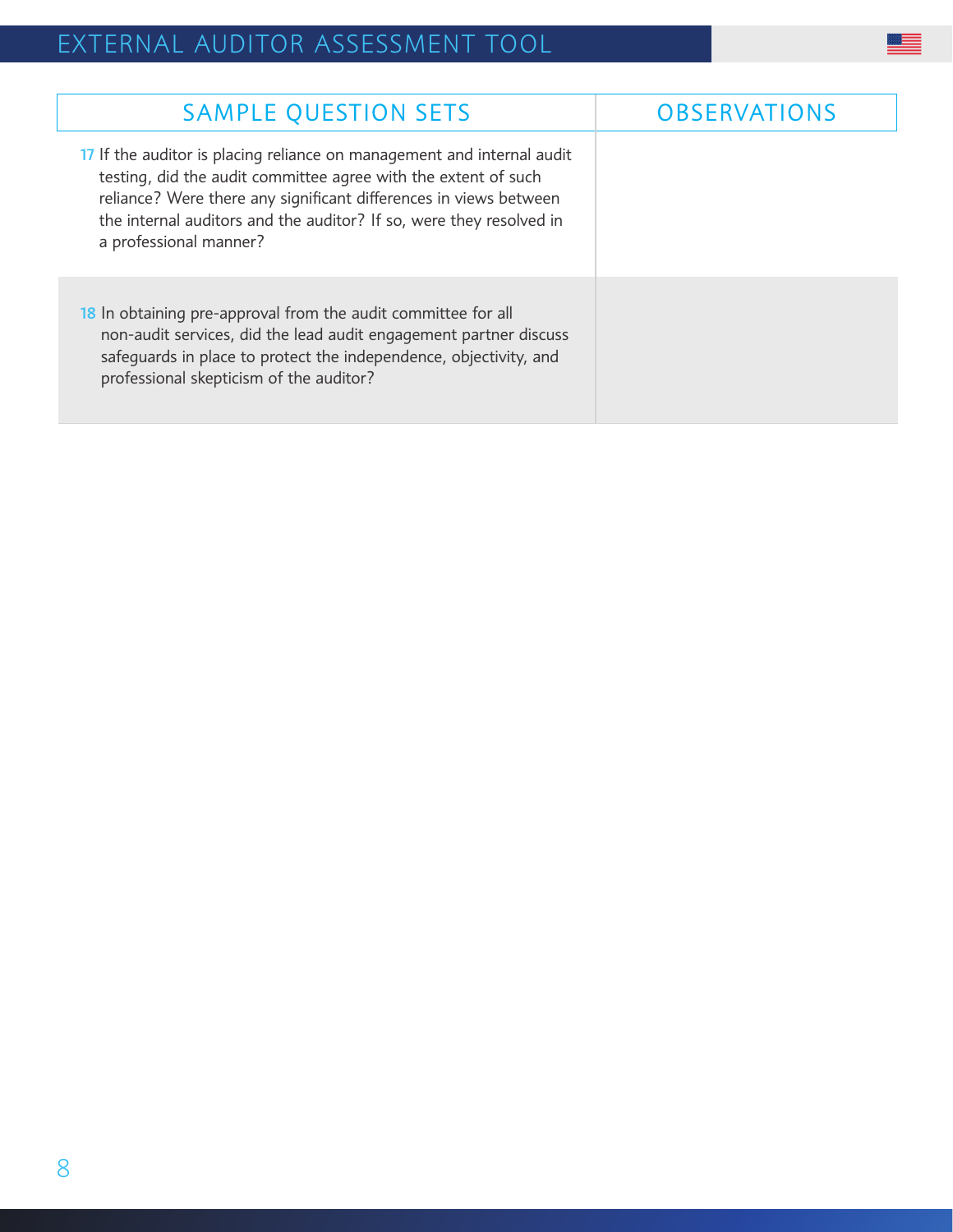| SAMPLE QUESTION SETS | OBSERVATIONS |
|---|---|
| 17 If the auditor is placing reliance on management and internal audit testing, did the audit committee agree with the extent of such reliance? Were there any significant differences in views between the internal auditors and the auditor? If so, were they resolved in a professional manner? | |
| 18 In obtaining pre-approval from the audit committee for all non-audit services, did the lead audit engagement partner discuss safeguards in place to protect the independence, objectivity, and professional skepticism of the auditor? | |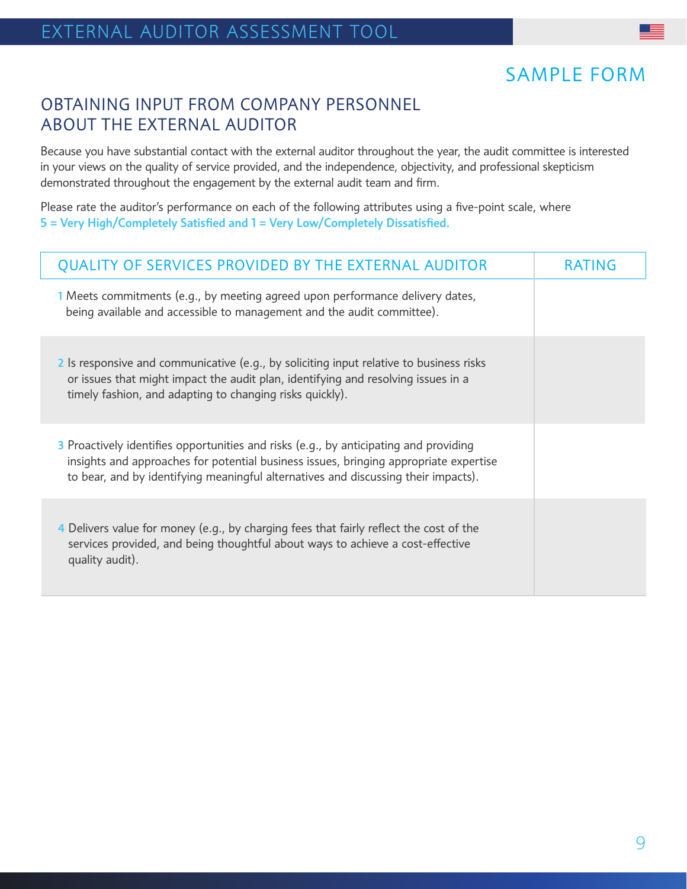## SAMPLE FORM

## OBTAINING INPUT FROM COMPANY PERSONNEL ABOUT THE EXTERNAL AUDITOR

Because you have substantial contact with the external auditor throughout the year, the audit committee is interested in your views on the quality of service provided, and the independence, objectivity, and professional skepticism demonstrated throughout the engagement by the external audit team and firm.

Please rate the auditor's performance on each of the following attributes using a five-point scale, where **5 = Very High/Completely Satisfied and 1 = Very Low/Completely Dissatisfied.**

| QUALITY OF SERVICES PROVIDED BY THE EXTERNAL AUDITOR | RATING |
|---|---|
| 1 Meets commitments (e.g., by meeting agreed upon performance delivery dates, being available and accessible to management and the audit committee). | |
| 2 Is responsive and communicative (e.g., by soliciting input relative to business risks or issues that might impact the audit plan, identifying and resolving issues in a timely fashion, and adapting to changing risks quickly). | |
| 3 Proactively identifies opportunities and risks (e.g., by anticipating and providing insights and approaches for potential business issues, bringing appropriate expertise to bear, and by identifying meaningful alternatives and discussing their impacts). | |
| 4 Delivers value for money (e.g., by charging fees that fairly reflect the cost of the services provided, and being thoughtful about ways to achieve a cost-effective quality audit). | |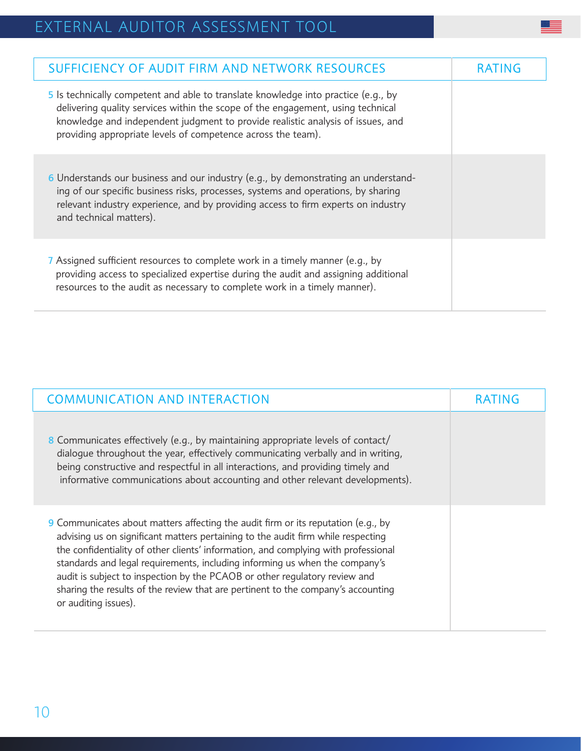| SUFFICIENCY OF AUDIT FIRM AND NETWORK RESOURCES | RATING |
|---|---|
| 5 Is technically competent and able to translate knowledge into practice (e.g., by delivering quality services within the scope of the engagement, using technical knowledge and independent judgment to provide realistic analysis of issues, and providing appropriate levels of competence across the team). | |
| 6 Understands our business and our industry (e.g., by demonstrating an understanding of our specific business risks, processes, systems and operations, by sharing relevant industry experience, and by providing access to firm experts on industry and technical matters). | |
| 7 Assigned sufficient resources to complete work in a timely manner (e.g., by providing access to specialized expertise during the audit and assigning additional resources to the audit as necessary to complete work in a timely manner). | |

| COMMUNICATION AND INTERACTION | RATING |
|---|---|
| 8 Communicates effectively (e.g., by maintaining appropriate levels of contact/dialogue throughout the year, effectively communicating verbally and in writing, being constructive and respectful in all interactions, and providing timely and informative communications about accounting and other relevant developments). | |
| 9 Communicates about matters affecting the audit firm or its reputation (e.g., by advising us on significant matters pertaining to the audit firm while respecting the confidentiality of other clients' information, and complying with professional standards and legal requirements, including informing us when the company's audit is subject to inspection by the PCAOB or other regulatory review and sharing the results of the review that are pertinent to the company's accounting or auditing issues). | |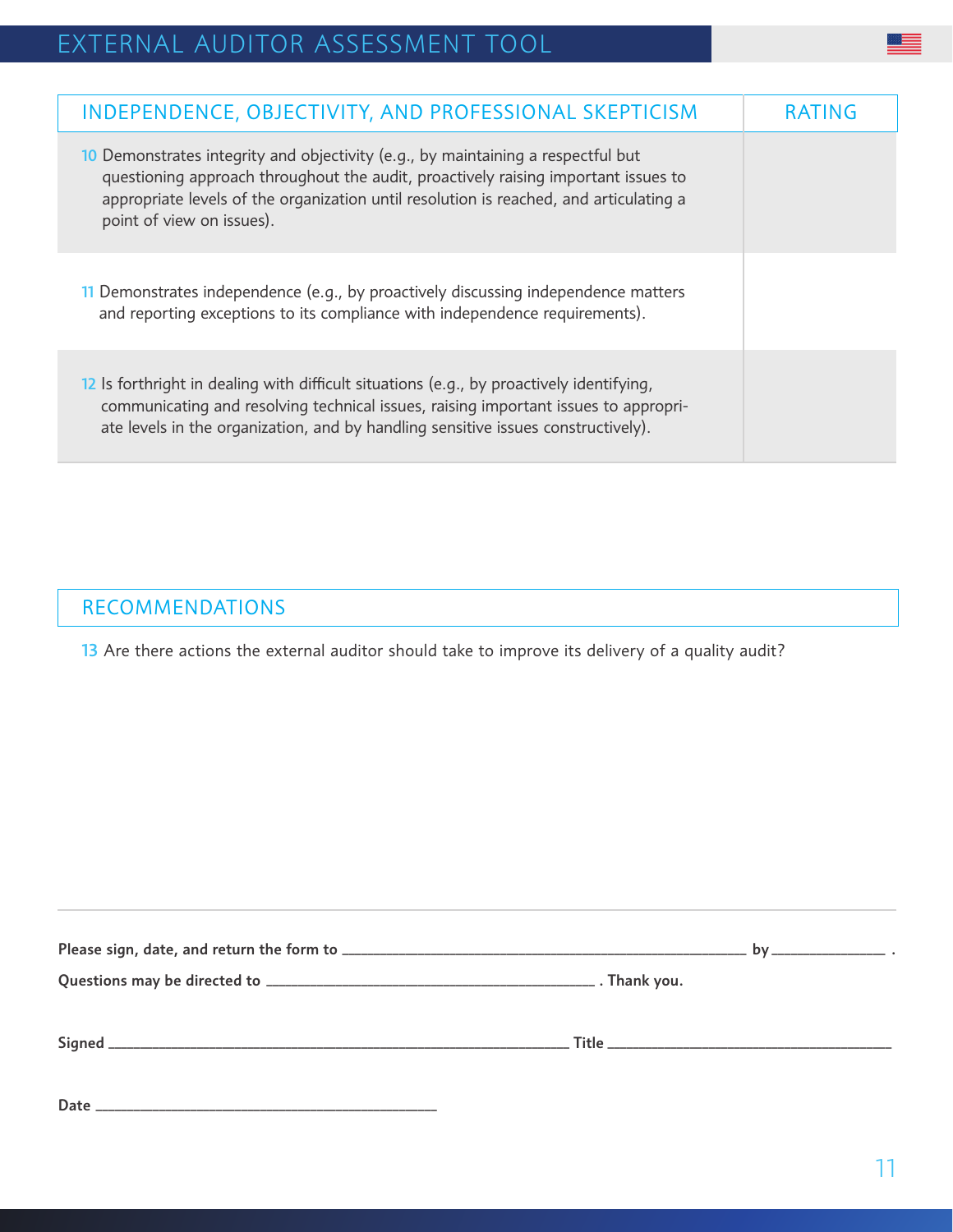| INDEPENDENCE, OBJECTIVITY, AND PROFESSIONAL SKEPTICISM | RATING |
|---|---|
| 10 Demonstrates integrity and objectivity (e.g., by maintaining a respectful but questioning approach throughout the audit, proactively raising important issues to appropriate levels of the organization until resolution is reached, and articulating a point of view on issues). | |
| 11 Demonstrates independence (e.g., by proactively discussing independence matters and reporting exceptions to its compliance with independence requirements). | |
| 12 Is forthright in dealing with difficult situations (e.g., by proactively identifying, communicating and resolving technical issues, raising important issues to appropriate levels in the organization, and by handling sensitive issues constructively). | |

## RECOMMENDATIONS

13 Are there actions the external auditor should take to improve its delivery of a quality audit?

**Please sign, date, and return the form to** ______________________________ **by** ____________ .

**Questions may be directed to** ______________________________ **. Thank you.**

**Signed** ______________________________ **Title** ______________________________

**Date** ______________________________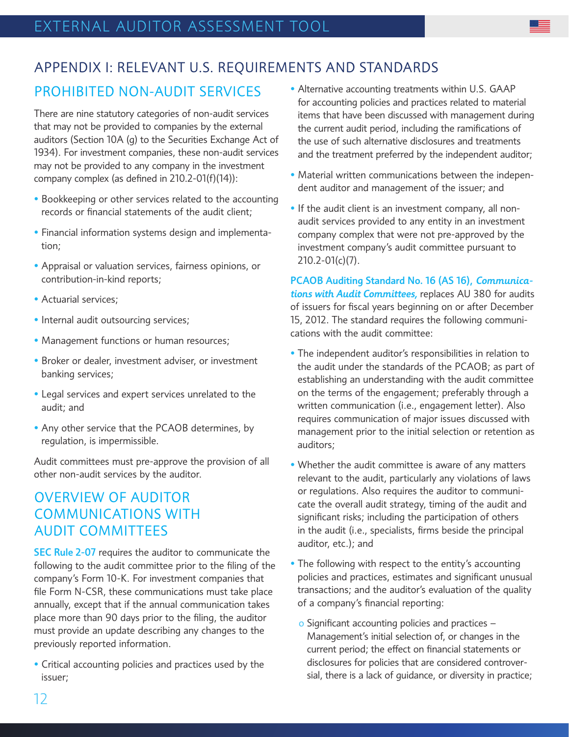# APPENDIX I: RELEVANT U.S. REQUIREMENTS AND STANDARDS

## PROHIBITED NON-AUDIT SERVICES

There are nine statutory categories of non-audit services that may not be provided to companies by the external auditors (Section 10A (g) to the Securities Exchange Act of 1934). For investment companies, these non-audit services may not be provided to any company in the investment company complex (as defined in 210.2-01(f)(14)):

- Bookkeeping or other services related to the accounting records or financial statements of the audit client;
- Financial information systems design and implementation;
- Appraisal or valuation services, fairness opinions, or contribution-in-kind reports;
- Actuarial services;
- Internal audit outsourcing services;
- Management functions or human resources;
- Broker or dealer, investment adviser, or investment banking services;
- Legal services and expert services unrelated to the audit; and
- Any other service that the PCAOB determines, by regulation, is impermissible.

Audit committees must pre-approve the provision of all other non-audit services by the auditor.

## OVERVIEW OF AUDITOR COMMUNICATIONS WITH AUDIT COMMITTEES

**SEC Rule 2-07** requires the auditor to communicate the following to the audit committee prior to the filing of the company's Form 10-K. For investment companies that file Form N-CSR, these communications must take place annually, except that if the annual communication takes place more than 90 days prior to the filing, the auditor must provide an update describing any changes to the previously reported information.

- Critical accounting policies and practices used by the issuer;
- Alternative accounting treatments within U.S. GAAP for accounting policies and practices related to material items that have been discussed with management during the current audit period, including the ramifications of the use of such alternative disclosures and treatments and the treatment preferred by the independent auditor;
- Material written communications between the independent auditor and management of the issuer; and
- If the audit client is an investment company, all non-audit services provided to any entity in an investment company complex that were not pre-approved by the investment company's audit committee pursuant to 210.2-01(c)(7).

**PCAOB Auditing Standard No. 16 (AS 16), *Communications with Audit Committees,*** replaces AU 380 for audits of issuers for fiscal years beginning on or after December 15, 2012. The standard requires the following communications with the audit committee:

- The independent auditor's responsibilities in relation to the audit under the standards of the PCAOB; as part of establishing an understanding with the audit committee on the terms of the engagement; preferably through a written communication (i.e., engagement letter). Also requires communication of major issues discussed with management prior to the initial selection or retention as auditors;
- Whether the audit committee is aware of any matters relevant to the audit, particularly any violations of laws or regulations. Also requires the auditor to communicate the overall audit strategy, timing of the audit and significant risks; including the participation of others in the audit (i.e., specialists, firms beside the principal auditor, etc.); and
- The following with respect to the entity's accounting policies and practices, estimates and significant unusual transactions; and the auditor's evaluation of the quality of a company's financial reporting:
    - Significant accounting policies and practices – Management's initial selection of, or changes in the current period; the effect on financial statements or disclosures for policies that are considered controversial, there is a lack of guidance, or diversity in practice;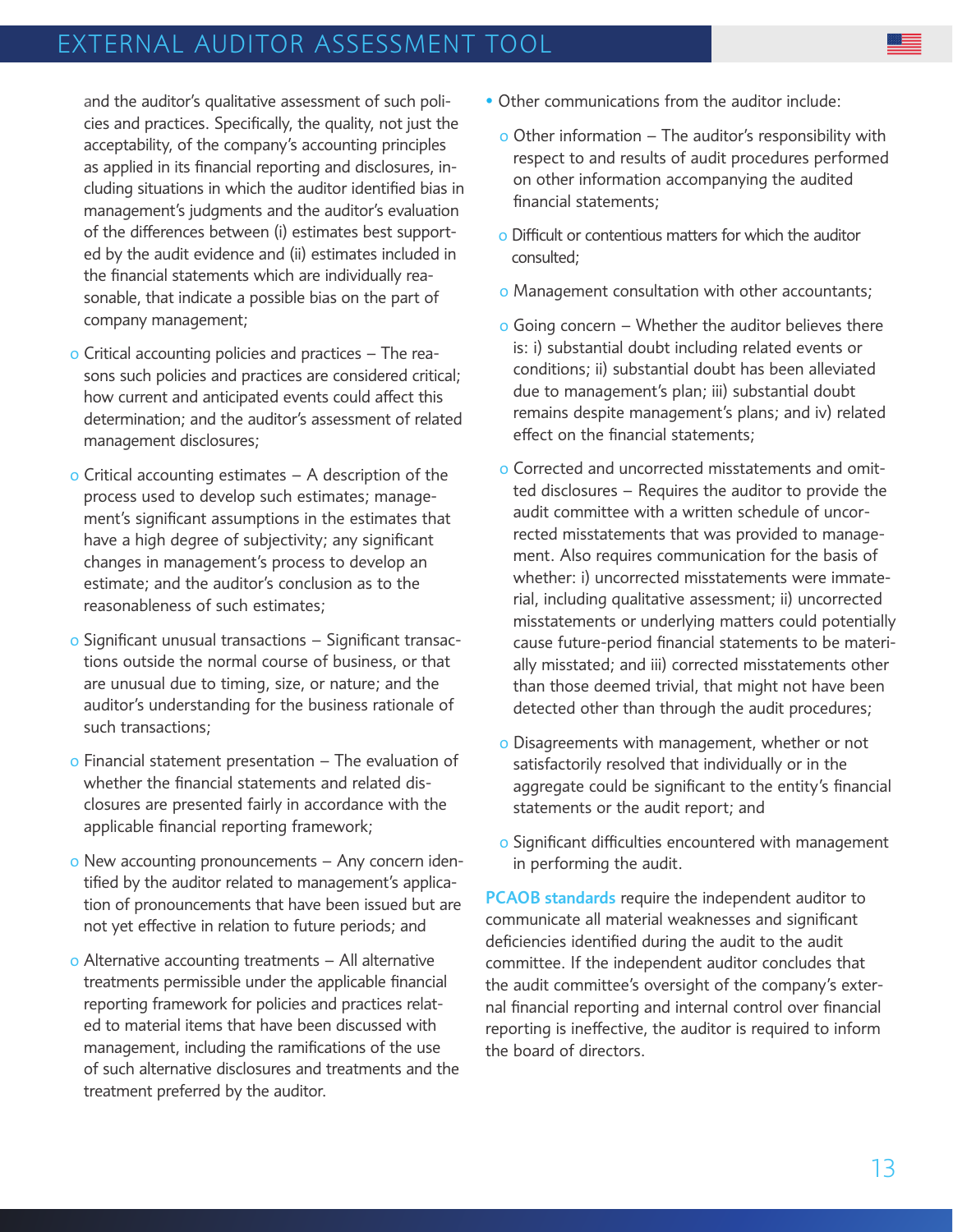and the auditor's qualitative assessment of such policies and practices. Specifically, the quality, not just the acceptability, of the company's accounting principles as applied in its financial reporting and disclosures, including situations in which the auditor identified bias in management's judgments and the auditor's evaluation of the differences between (i) estimates best supported by the audit evidence and (ii) estimates included in the financial statements which are individually reasonable, that indicate a possible bias on the part of company management;

- Critical accounting policies and practices – The reasons such policies and practices are considered critical; how current and anticipated events could affect this determination; and the auditor's assessment of related management disclosures;
- Critical accounting estimates – A description of the process used to develop such estimates; management's significant assumptions in the estimates that have a high degree of subjectivity; any significant changes in management's process to develop an estimate; and the auditor's conclusion as to the reasonableness of such estimates;
- Significant unusual transactions – Significant transactions outside the normal course of business, or that are unusual due to timing, size, or nature; and the auditor's understanding for the business rationale of such transactions;
- Financial statement presentation – The evaluation of whether the financial statements and related disclosures are presented fairly in accordance with the applicable financial reporting framework;
- New accounting pronouncements – Any concern identified by the auditor related to management's application of pronouncements that have been issued but are not yet effective in relation to future periods; and
- Alternative accounting treatments – All alternative treatments permissible under the applicable financial reporting framework for policies and practices related to material items that have been discussed with management, including the ramifications of the use of such alternative disclosures and treatments and the treatment preferred by the auditor.

- Other communications from the auditor include:
  - Other information – The auditor's responsibility with respect to and results of audit procedures performed on other information accompanying the audited financial statements;
  - Difficult or contentious matters for which the auditor consulted;
  - Management consultation with other accountants;
  - Going concern – Whether the auditor believes there is: i) substantial doubt including related events or conditions; ii) substantial doubt has been alleviated due to management's plan; iii) substantial doubt remains despite management's plans; and iv) related effect on the financial statements;
  - Corrected and uncorrected misstatements and omitted disclosures – Requires the auditor to provide the audit committee with a written schedule of uncorrected misstatements that was provided to management. Also requires communication for the basis of whether: i) uncorrected misstatements were immaterial, including qualitative assessment; ii) uncorrected misstatements or underlying matters could potentially cause future-period financial statements to be materially misstated; and iii) corrected misstatements other than those deemed trivial, that might not have been detected other than through the audit procedures;
  - Disagreements with management, whether or not satisfactorily resolved that individually or in the aggregate could be significant to the entity's financial statements or the audit report; and
  - Significant difficulties encountered with management in performing the audit.

PCAOB standards require the independent auditor to communicate all material weaknesses and significant deficiencies identified during the audit to the audit committee. If the independent auditor concludes that the audit committee's oversight of the company's external financial reporting and internal control over financial reporting is ineffective, the auditor is required to inform the board of directors.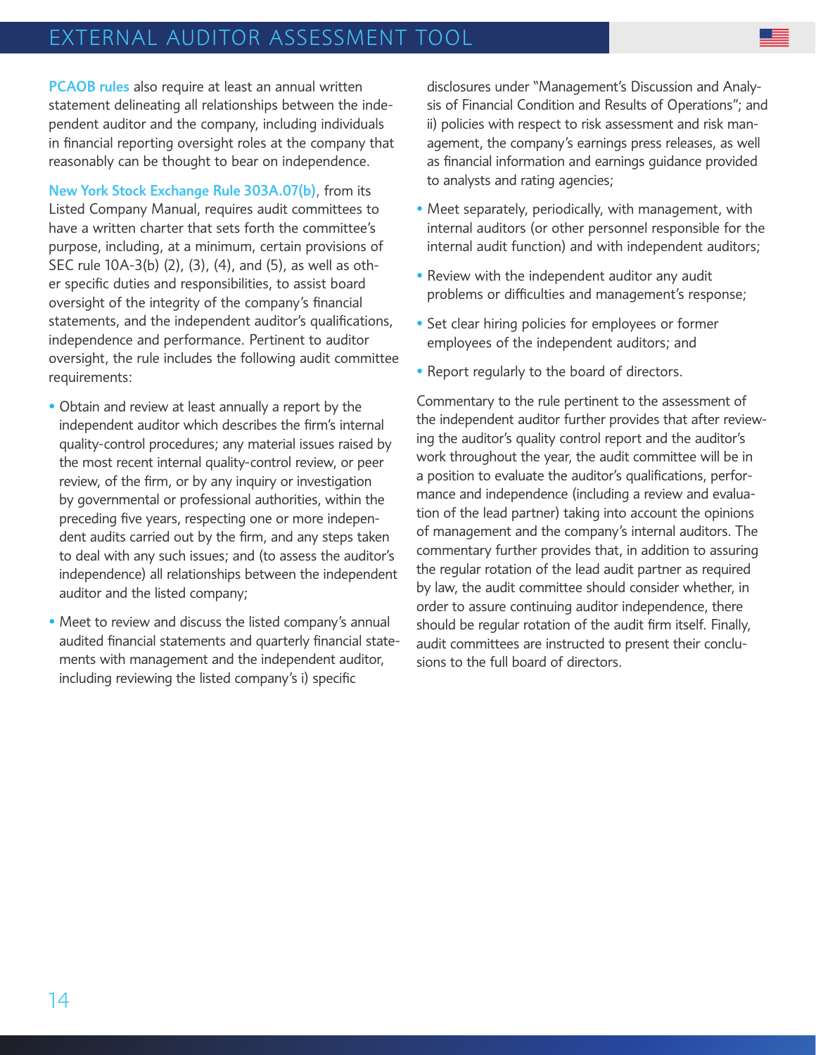PCAOB rules also require at least an annual written statement delineating all relationships between the independent auditor and the company, including individuals in financial reporting oversight roles at the company that reasonably can be thought to bear on independence.

New York Stock Exchange Rule 303A.07(b), from its Listed Company Manual, requires audit committees to have a written charter that sets forth the committee's purpose, including, at a minimum, certain provisions of SEC rule 10A-3(b) (2), (3), (4), and (5), as well as other specific duties and responsibilities, to assist board oversight of the integrity of the company's financial statements, and the independent auditor's qualifications, independence and performance. Pertinent to auditor oversight, the rule includes the following audit committee requirements:

- Obtain and review at least annually a report by the independent auditor which describes the firm's internal quality-control procedures; any material issues raised by the most recent internal quality-control review, or peer review, of the firm, or by any inquiry or investigation by governmental or professional authorities, within the preceding five years, respecting one or more independent audits carried out by the firm, and any steps taken to deal with any such issues; and (to assess the auditor's independence) all relationships between the independent auditor and the listed company;
- Meet to review and discuss the listed company's annual audited financial statements and quarterly financial statements with management and the independent auditor, including reviewing the listed company's i) specific disclosures under "Management's Discussion and Analysis of Financial Condition and Results of Operations"; and ii) policies with respect to risk assessment and risk management, the company's earnings press releases, as well as financial information and earnings guidance provided to analysts and rating agencies;
- Meet separately, periodically, with management, with internal auditors (or other personnel responsible for the internal audit function) and with independent auditors;
- Review with the independent auditor any audit problems or difficulties and management's response;
- Set clear hiring policies for employees or former employees of the independent auditors; and
- Report regularly to the board of directors.

Commentary to the rule pertinent to the assessment of the independent auditor further provides that after reviewing the auditor's quality control report and the auditor's work throughout the year, the audit committee will be in a position to evaluate the auditor's qualifications, performance and independence (including a review and evaluation of the lead partner) taking into account the opinions of management and the company's internal auditors. The commentary further provides that, in addition to assuring the regular rotation of the lead audit partner as required by law, the audit committee should consider whether, in order to assure continuing auditor independence, there should be regular rotation of the audit firm itself. Finally, audit committees are instructed to present their conclusions to the full board of directors.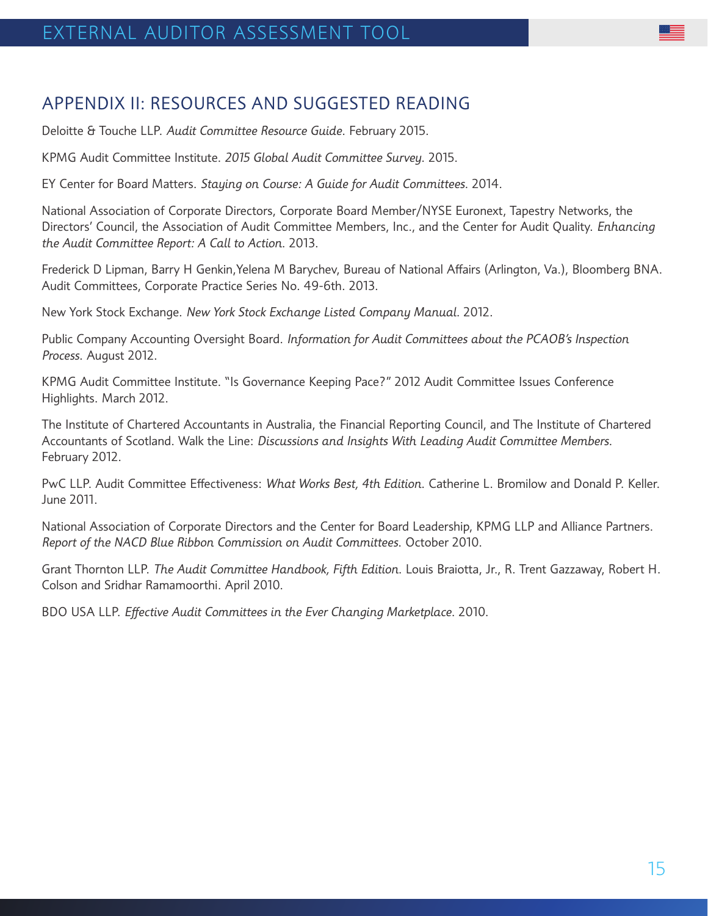## APPENDIX II: RESOURCES AND SUGGESTED READING

Deloitte & Touche LLP. *Audit Committee Resource Guide*. February 2015.

KPMG Audit Committee Institute. *2015 Global Audit Committee Survey*. 2015.

EY Center for Board Matters. *Staying on Course: A Guide for Audit Committees*. 2014.

National Association of Corporate Directors, Corporate Board Member/NYSE Euronext, Tapestry Networks, the Directors' Council, the Association of Audit Committee Members, Inc., and the Center for Audit Quality. *Enhancing the Audit Committee Report: A Call to Action*. 2013.

Frederick D Lipman, Barry H Genkin,Yelena M Barychev, Bureau of National Affairs (Arlington, Va.), Bloomberg BNA. Audit Committees, Corporate Practice Series No. 49-6th. 2013.

New York Stock Exchange. *New York Stock Exchange Listed Company Manual*. 2012.

Public Company Accounting Oversight Board. *Information for Audit Committees about the PCAOB's Inspection Process*. August 2012.

KPMG Audit Committee Institute. "Is Governance Keeping Pace?" 2012 Audit Committee Issues Conference Highlights. March 2012.

The Institute of Chartered Accountants in Australia, the Financial Reporting Council, and The Institute of Chartered Accountants of Scotland. Walk the Line: *Discussions and Insights With Leading Audit Committee Members*. February 2012.

PwC LLP. Audit Committee Effectiveness: *What Works Best, 4th Edition*. Catherine L. Bromilow and Donald P. Keller. June 2011.

National Association of Corporate Directors and the Center for Board Leadership, KPMG LLP and Alliance Partners. *Report of the NACD Blue Ribbon Commission on Audit Committees*. October 2010.

Grant Thornton LLP. *The Audit Committee Handbook, Fifth Edition*. Louis Braiotta, Jr., R. Trent Gazzaway, Robert H. Colson and Sridhar Ramamoorthi. April 2010.

BDO USA LLP. *Effective Audit Committees in the Ever Changing Marketplace*. 2010.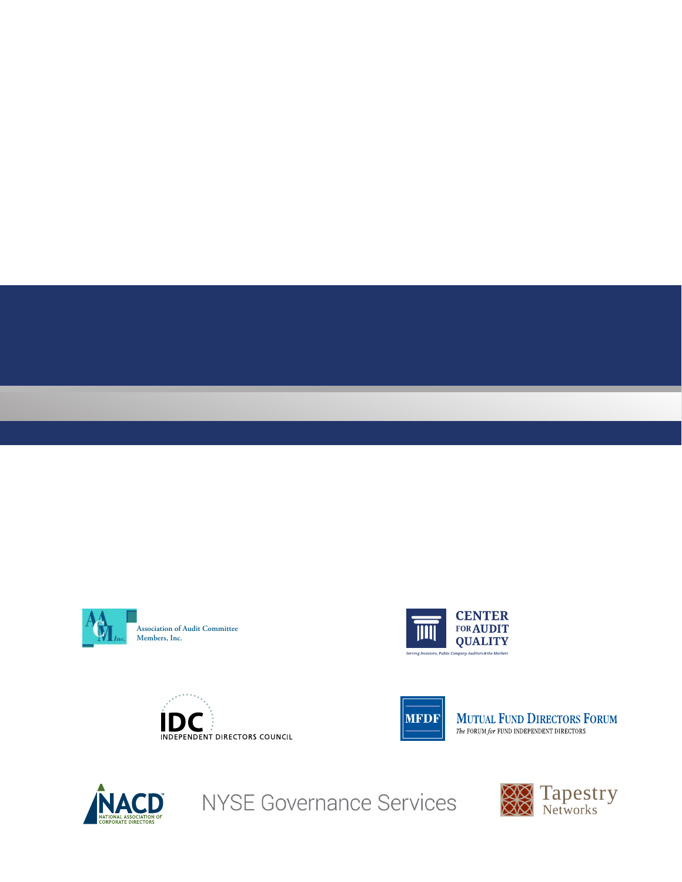Association of Audit Committee Members, Inc.

CENTER FOR AUDIT QUALITY

Serving Investors, Public Company Auditors & the Markets

IDC

INDEPENDENT DIRECTORS COUNCIL

MFDF

MUTUAL FUND DIRECTORS FORUM

The FORUM for FUND INDEPENDENT DIRECTORS

NACD

NATIONAL ASSOCIATION OF CORPORATE DIRECTORS

NYSE Governance Services

Tapestry Networks